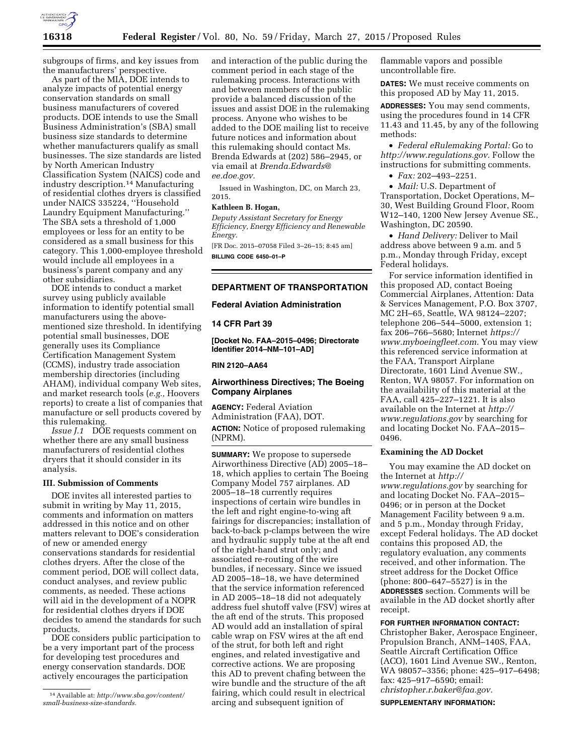subgroups of firms, and key issues from the manufacturers' perspective.

As part of the MIA, DOE intends to analyze impacts of potential energy conservation standards on small business manufacturers of covered products. DOE intends to use the Small Business Administration's (SBA) small business size standards to determine whether manufacturers qualify as small businesses. The size standards are listed by North American Industry Classification System (NAICS) code and industry description.[14] Manufacturing of residential clothes dryers is classified under NAICS 335224, ''Household Laundry Equipment Manufacturing.'' The SBA sets a threshold of 1,000 employees or less for an entity to be considered as a small business for this category. This 1,000-employee threshold would include all employees in a business's parent company and any other subsidiaries.

DOE intends to conduct a market survey using publicly available information to identify potential small manufacturers using the above-mentioned size threshold. In identifying potential small businesses, DOE generally uses its Compliance Certification Management System (CCMS), industry trade association membership directories (including AHAM), individual company Web sites, and market research tools (*e.g.,* Hoovers reports) to create a list of companies that manufacture or sell products covered by this rulemaking.

*Issue J.1* DOE requests comment on whether there are any small business manufacturers of residential clothes dryers that it should consider in its analysis.

## III. Submission of Comments

DOE invites all interested parties to submit in writing by May 11, 2015, comments and information on matters addressed in this notice and on other matters relevant to DOE's consideration of new or amended energy conservations standards for residential clothes dryers. After the close of the comment period, DOE will collect data, conduct analyses, and review public comments, as needed. These actions will aid in the development of a NOPR for residential clothes dryers if DOE decides to amend the standards for such products.

DOE considers public participation to be a very important part of the process for developing test procedures and energy conservation standards. DOE actively encourages the participation and interaction of the public during the comment period in each stage of the rulemaking process. Interactions with and between members of the public provide a balanced discussion of the issues and assist DOE in the rulemaking process. Anyone who wishes to be added to the DOE mailing list to receive future notices and information about this rulemaking should contact Ms. Brenda Edwards at (202) 586–2945, or via email at *Brenda.Edwards@ee.doe.gov.*

Issued in Washington, DC, on March 23, 2015.

**Kathleen B. Hogan,**

*Deputy Assistant Secretary for Energy Efficiency, Energy Efficiency and Renewable Energy.*

[FR Doc. 2015–07058 Filed 3–26–15; 8:45 am]

**BILLING CODE 6450–01–P**

[14] Available at: *http://www.sba.gov/content/small-business-size-standards.*

---

## DEPARTMENT OF TRANSPORTATION

### Federal Aviation Administration

### 14 CFR Part 39

**[Docket No. FAA–2015–0496; Directorate Identifier 2014–NM–101–AD]**

**RIN 2120–AA64**

### Airworthiness Directives; The Boeing Company Airplanes

**AGENCY:** Federal Aviation Administration (FAA), DOT.

**ACTION:** Notice of proposed rulemaking (NPRM).

**SUMMARY:** We propose to supersede Airworthiness Directive (AD) 2005–18–18, which applies to certain The Boeing Company Model 757 airplanes. AD 2005–18–18 currently requires inspections of certain wire bundles in the left and right engine-to-wing aft fairings for discrepancies; installation of back-to-back p-clamps between the wire and hydraulic supply tube at the aft end of the right-hand strut only; and associated re-routing of the wire bundles, if necessary. Since we issued AD 2005–18–18, we have determined that the service information referenced in AD 2005–18–18 did not adequately address fuel shutoff valve (FSV) wires at the aft end of the struts. This proposed AD would add an installation of spiral cable wrap on FSV wires at the aft end of the strut, for both left and right engines, and related investigative and corrective actions. We are proposing this AD to prevent chafing between the wire bundle and the structure of the aft fairing, which could result in electrical arcing and subsequent ignition of flammable vapors and possible uncontrollable fire.

**DATES:** We must receive comments on this proposed AD by May 11, 2015.

**ADDRESSES:** You may send comments, using the procedures found in 14 CFR 11.43 and 11.45, by any of the following methods:

- *Federal eRulemaking Portal:* Go to *http://www.regulations.gov.* Follow the instructions for submitting comments.
- *Fax:* 202–493–2251.
- *Mail:* U.S. Department of Transportation, Docket Operations, M–30, West Building Ground Floor, Room W12–140, 1200 New Jersey Avenue SE., Washington, DC 20590.
- *Hand Delivery:* Deliver to Mail address above between 9 a.m. and 5 p.m., Monday through Friday, except Federal holidays.

For service information identified in this proposed AD, contact Boeing Commercial Airplanes, Attention: Data & Services Management, P.O. Box 3707, MC 2H–65, Seattle, WA 98124–2207; telephone 206–544–5000, extension 1; fax 206–766–5680; Internet *https://www.myboeingfleet.com.* You may view this referenced service information at the FAA, Transport Airplane Directorate, 1601 Lind Avenue SW., Renton, WA 98057. For information on the availability of this material at the FAA, call 425–227–1221. It is also available on the Internet at *http://www.regulations.gov* by searching for and locating Docket No. FAA–2015–0496.

### Examining the AD Docket

You may examine the AD docket on the Internet at *http://www.regulations.gov* by searching for and locating Docket No. FAA–2015–0496; or in person at the Docket Management Facility between 9 a.m. and 5 p.m., Monday through Friday, except Federal holidays. The AD docket contains this proposed AD, the regulatory evaluation, any comments received, and other information. The street address for the Docket Office (phone: 800–647–5527) is in the **ADDRESSES** section. Comments will be available in the AD docket shortly after receipt.

**FOR FURTHER INFORMATION CONTACT:** Christopher Baker, Aerospace Engineer, Propulsion Branch, ANM–140S, FAA, Seattle Aircraft Certification Office (ACO), 1601 Lind Avenue SW., Renton, WA 98057–3356; phone: 425–917–6498; fax: 425–917–6590; email: *christopher.r.baker@faa.gov.*

**SUPPLEMENTARY INFORMATION:**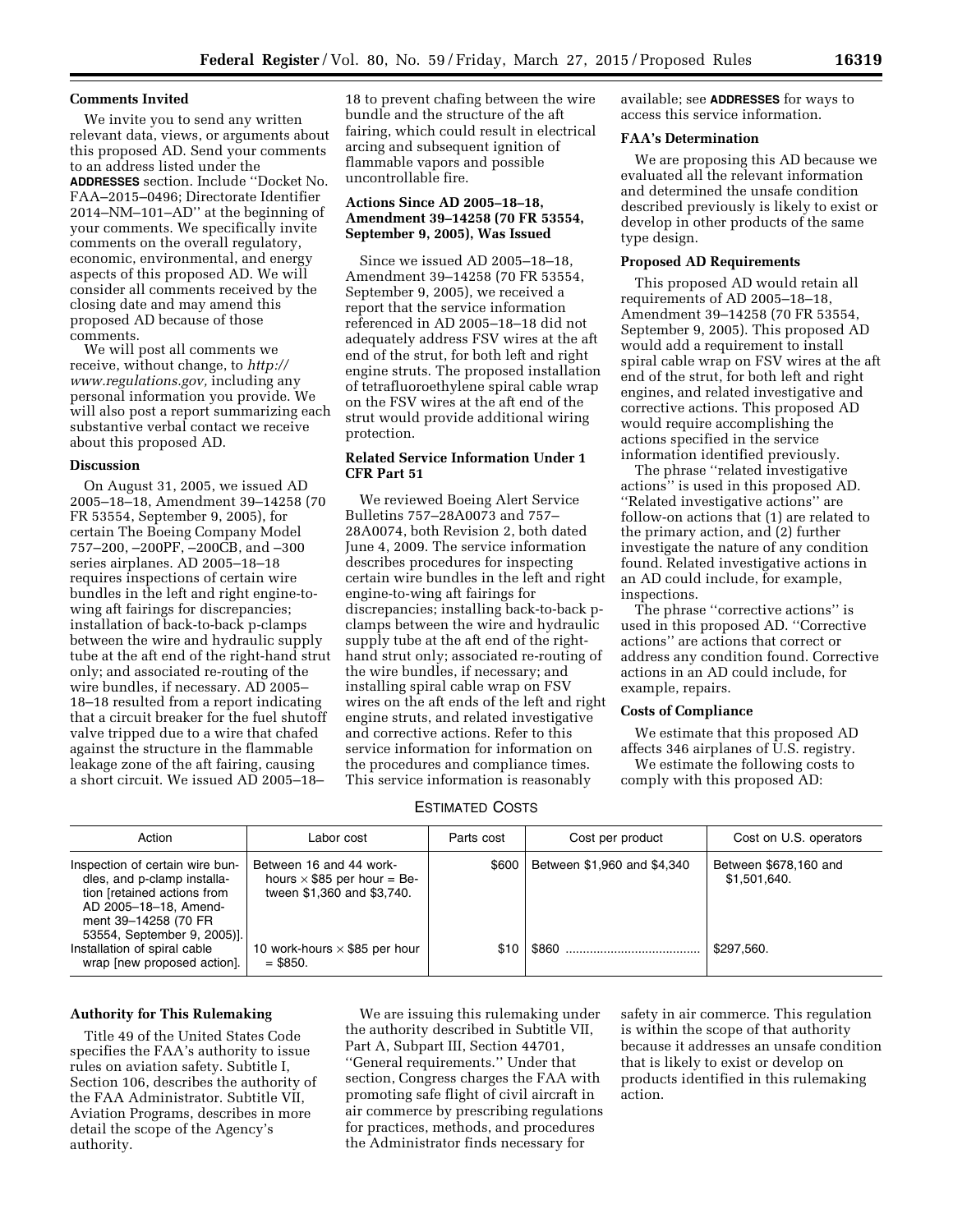## Comments Invited

We invite you to send any written relevant data, views, or arguments about this proposed AD. Send your comments to an address listed under the **ADDRESSES** section. Include ''Docket No. FAA–2015–0496; Directorate Identifier 2014–NM–101–AD'' at the beginning of your comments. We specifically invite comments on the overall regulatory, economic, environmental, and energy aspects of this proposed AD. We will consider all comments received by the closing date and may amend this proposed AD because of those comments.

We will post all comments we receive, without change, to *http://www.regulations.gov,* including any personal information you provide. We will also post a report summarizing each substantive verbal contact we receive about this proposed AD.

## Discussion

On August 31, 2005, we issued AD 2005–18–18, Amendment 39–14258 (70 FR 53554, September 9, 2005), for certain The Boeing Company Model 757–200, –200PF, –200CB, and –300 series airplanes. AD 2005–18–18 requires inspections of certain wire bundles in the left and right engine-to-wing aft fairings for discrepancies; installation of back-to-back p-clamps between the wire and hydraulic supply tube at the aft end of the right-hand strut only; and associated re-routing of the wire bundles, if necessary. AD 2005–18–18 resulted from a report indicating that a circuit breaker for the fuel shutoff valve tripped due to a wire that chafed against the structure in the flammable leakage zone of the aft fairing, causing a short circuit. We issued AD 2005–18–18 to prevent chafing between the wire bundle and the structure of the aft fairing, which could result in electrical arcing and subsequent ignition of flammable vapors and possible uncontrollable fire.

## Actions Since AD 2005–18–18, Amendment 39–14258 (70 FR 53554, September 9, 2005), Was Issued

Since we issued AD 2005–18–18, Amendment 39–14258 (70 FR 53554, September 9, 2005), we received a report that the service information referenced in AD 2005–18–18 did not adequately address FSV wires at the aft end of the strut, for both left and right engine struts. The proposed installation of tetrafluoroethylene spiral cable wrap on the FSV wires at the aft end of the strut would provide additional wiring protection.

## Related Service Information Under 1 CFR Part 51

We reviewed Boeing Alert Service Bulletins 757–28A0073 and 757–28A0074, both Revision 2, both dated June 4, 2009. The service information describes procedures for inspecting certain wire bundles in the left and right engine-to-wing aft fairings for discrepancies; installing back-to-back p-clamps between the wire and hydraulic supply tube at the aft end of the right-hand strut only; associated re-routing of the wire bundles, if necessary; and installing spiral cable wrap on FSV wires on the aft ends of the left and right engine struts, and related investigative and corrective actions. Refer to this service information for information on the procedures and compliance times. This service information is reasonably available; see **ADDRESSES** for ways to access this service information.

## FAA's Determination

We are proposing this AD because we evaluated all the relevant information and determined the unsafe condition described previously is likely to exist or develop in other products of the same type design.

## Proposed AD Requirements

This proposed AD would retain all requirements of AD 2005–18–18, Amendment 39–14258 (70 FR 53554, September 9, 2005). This proposed AD would add a requirement to install spiral cable wrap on FSV wires at the aft end of the strut, for both left and right engines, and related investigative and corrective actions. This proposed AD would require accomplishing the actions specified in the service information identified previously.

The phrase ''related investigative actions'' is used in this proposed AD. ''Related investigative actions'' are follow-on actions that (1) are related to the primary action, and (2) further investigate the nature of any condition found. Related investigative actions in an AD could include, for example, inspections.

The phrase ''corrective actions'' is used in this proposed AD. ''Corrective actions'' are actions that correct or address any condition found. Corrective actions in an AD could include, for example, repairs.

## Costs of Compliance

We estimate that this proposed AD affects 346 airplanes of U.S. registry.

We estimate the following costs to comply with this proposed AD:

ESTIMATED COSTS

| Action | Labor cost | Parts cost | Cost per product | Cost on U.S. operators |
|---|---|---|---|---|
| Inspection of certain wire bundles, and p-clamp installation [retained actions from AD 2005–18–18, Amendment 39–14258 (70 FR 53554, September 9, 2005)]. | Between 16 and 44 work-hours × $85 per hour = Between $1,360 and $3,740. | $600 | Between $1,960 and $4,340 | Between $678,160 and $1,501,640. |
| Installation of spiral cable wrap [new proposed action]. | 10 work-hours × $85 per hour = $850. | $10 | $860 | $297,560. |

## Authority for This Rulemaking

Title 49 of the United States Code specifies the FAA's authority to issue rules on aviation safety. Subtitle I, Section 106, describes the authority of the FAA Administrator. Subtitle VII, Aviation Programs, describes in more detail the scope of the Agency's authority.

We are issuing this rulemaking under the authority described in Subtitle VII, Part A, Subpart III, Section 44701, ''General requirements.'' Under that section, Congress charges the FAA with promoting safe flight of civil aircraft in air commerce by prescribing regulations for practices, methods, and procedures the Administrator finds necessary for safety in air commerce. This regulation is within the scope of that authority because it addresses an unsafe condition that is likely to exist or develop on products identified in this rulemaking action.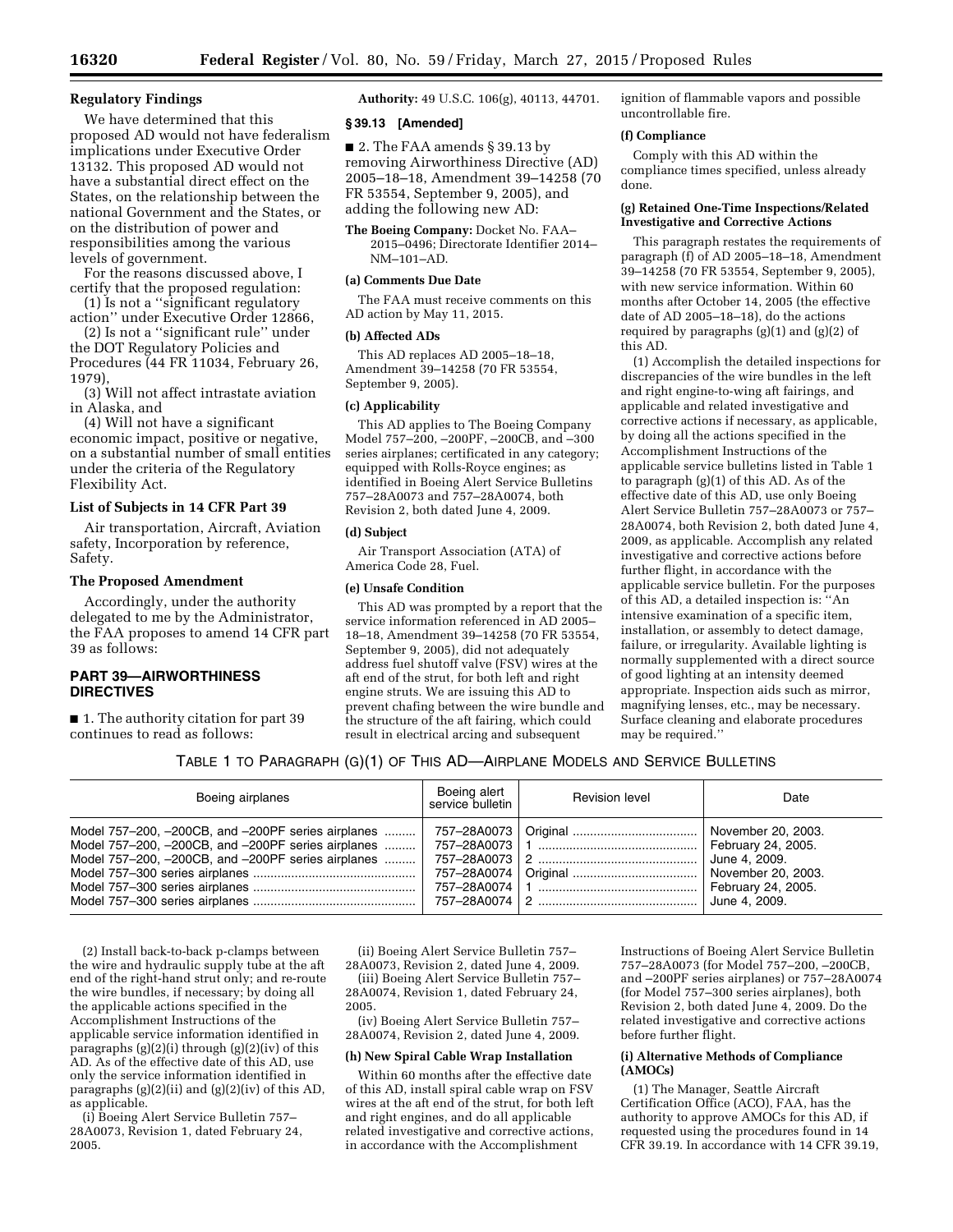**Regulatory Findings**

We have determined that this proposed AD would not have federalism implications under Executive Order 13132. This proposed AD would not have a substantial direct effect on the States, on the relationship between the national Government and the States, or on the distribution of power and responsibilities among the various levels of government.

For the reasons discussed above, I certify that the proposed regulation:

(1) Is not a "significant regulatory action" under Executive Order 12866,

(2) Is not a "significant rule" under the DOT Regulatory Policies and Procedures (44 FR 11034, February 26, 1979),

(3) Will not affect intrastate aviation in Alaska, and

(4) Will not have a significant economic impact, positive or negative, on a substantial number of small entities under the criteria of the Regulatory Flexibility Act.

**List of Subjects in 14 CFR Part 39**

Air transportation, Aircraft, Aviation safety, Incorporation by reference, Safety.

**The Proposed Amendment**

Accordingly, under the authority delegated to me by the Administrator, the FAA proposes to amend 14 CFR part 39 as follows:

## PART 39—AIRWORTHINESS DIRECTIVES

■ 1. The authority citation for part 39 continues to read as follows:

**Authority:** 49 U.S.C. 106(g), 40113, 44701.

### § 39.13 [Amended]

■ 2. The FAA amends § 39.13 by removing Airworthiness Directive (AD) 2005–18–18, Amendment 39–14258 (70 FR 53554, September 9, 2005), and adding the following new AD:

**The Boeing Company:** Docket No. FAA–2015–0496; Directorate Identifier 2014–NM–101–AD.

**(a) Comments Due Date**

The FAA must receive comments on this AD action by May 11, 2015.

**(b) Affected ADs**

This AD replaces AD 2005–18–18, Amendment 39–14258 (70 FR 53554, September 9, 2005).

**(c) Applicability**

This AD applies to The Boeing Company Model 757–200, –200PF, –200CB, and –300 series airplanes; certificated in any category; equipped with Rolls-Royce engines; as identified in Boeing Alert Service Bulletins 757–28A0073 and 757–28A0074, both Revision 2, both dated June 4, 2009.

**(d) Subject**

Air Transport Association (ATA) of America Code 28, Fuel.

**(e) Unsafe Condition**

This AD was prompted by a report that the service information referenced in AD 2005–18–18, Amendment 39–14258 (70 FR 53554, September 9, 2005), did not adequately address fuel shutoff valve (FSV) wires at the aft end of the strut, for both left and right engine struts. We are issuing this AD to prevent chafing between the wire bundle and the structure of the aft fairing, which could result in electrical arcing and subsequent ignition of flammable vapors and possible uncontrollable fire.

**(f) Compliance**

Comply with this AD within the compliance times specified, unless already done.

**(g) Retained One-Time Inspections/Related Investigative and Corrective Actions**

This paragraph restates the requirements of paragraph (f) of AD 2005–18–18, Amendment 39–14258 (70 FR 53554, September 9, 2005), with new service information. Within 60 months after October 14, 2005 (the effective date of AD 2005–18–18), do the actions required by paragraphs (g)(1) and (g)(2) of this AD.

(1) Accomplish the detailed inspections for discrepancies of the wire bundles in the left and right engine-to-wing aft fairings, and applicable and related investigative and corrective actions if necessary, as applicable, by doing all the actions specified in the Accomplishment Instructions of the applicable service bulletins listed in Table 1 to paragraph (g)(1) of this AD. As of the effective date of this AD, use only Boeing Alert Service Bulletin 757–28A0073 or 757–28A0074, both Revision 2, both dated June 4, 2009, as applicable. Accomplish any related investigative and corrective actions before further flight, in accordance with the applicable service bulletin. For the purposes of this AD, a detailed inspection is: "An intensive examination of a specific item, installation, or assembly to detect damage, failure, or irregularity. Available lighting is normally supplemented with a direct source of good lighting at an intensity deemed appropriate. Inspection aids such as mirror, magnifying lenses, etc., may be necessary. Surface cleaning and elaborate procedures may be required."

TABLE 1 TO PARAGRAPH (G)(1) OF THIS AD—AIRPLANE MODELS AND SERVICE BULLETINS

| Boeing airplanes | Boeing alert service bulletin | Revision level | Date |
|---|---|---|---|
| Model 757–200, –200CB, and –200PF series airplanes | 757–28A0073 | Original | November 20, 2003. |
| Model 757–200, –200CB, and –200PF series airplanes | 757–28A0073 | 1 | February 24, 2005. |
| Model 757–200, –200CB, and –200PF series airplanes | 757–28A0073 | 2 | June 4, 2009. |
| Model 757–300 series airplanes | 757–28A0074 | Original | November 20, 2003. |
| Model 757–300 series airplanes | 757–28A0074 | 1 | February 24, 2005. |
| Model 757–300 series airplanes | 757–28A0074 | 2 | June 4, 2009. |

(2) Install back-to-back p-clamps between the wire and hydraulic supply tube at the aft end of the right-hand strut only; and re-route the wire bundles, if necessary; by doing all the applicable actions specified in the Accomplishment Instructions of the applicable service information identified in paragraphs (g)(2)(i) through (g)(2)(iv) of this AD. As of the effective date of this AD, use only the service information identified in paragraphs (g)(2)(ii) and (g)(2)(iv) of this AD, as applicable.

(i) Boeing Alert Service Bulletin 757–28A0073, Revision 1, dated February 24, 2005.

(ii) Boeing Alert Service Bulletin 757–28A0073, Revision 2, dated June 4, 2009.

(iii) Boeing Alert Service Bulletin 757–28A0074, Revision 1, dated February 24, 2005.

(iv) Boeing Alert Service Bulletin 757–28A0074, Revision 2, dated June 4, 2009.

**(h) New Spiral Cable Wrap Installation**

Within 60 months after the effective date of this AD, install spiral cable wrap on FSV wires at the aft end of the strut, for both left and right engines, and do all applicable related investigative and corrective actions, in accordance with the Accomplishment Instructions of Boeing Alert Service Bulletin 757–28A0073 (for Model 757–200, –200CB, and –200PF series airplanes) or 757–28A0074 (for Model 757–300 series airplanes), both Revision 2, both dated June 4, 2009. Do the related investigative and corrective actions before further flight.

**(i) Alternative Methods of Compliance (AMOCs)**

(1) The Manager, Seattle Aircraft Certification Office (ACO), FAA, has the authority to approve AMOCs for this AD, if requested using the procedures found in 14 CFR 39.19. In accordance with 14 CFR 39.19,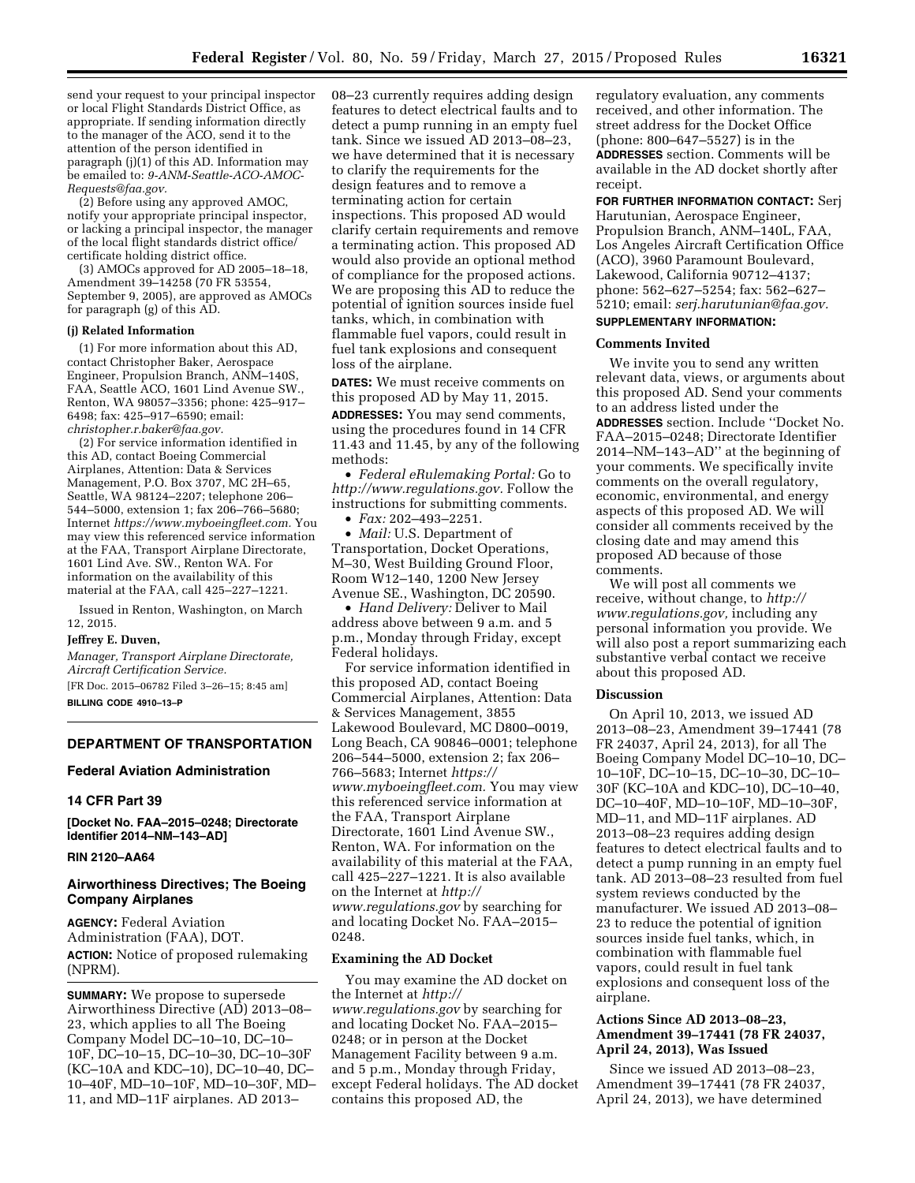send your request to your principal inspector or local Flight Standards District Office, as appropriate. If sending information directly to the manager of the ACO, send it to the attention of the person identified in paragraph (j)(1) of this AD. Information may be emailed to: *9-ANM-Seattle-ACO-AMOC-Requests@faa.gov.*

(2) Before using any approved AMOC, notify your appropriate principal inspector, or lacking a principal inspector, the manager of the local flight standards district office/certificate holding district office.

(3) AMOCs approved for AD 2005–18–18, Amendment 39–14258 (70 FR 53554, September 9, 2005), are approved as AMOCs for paragraph (g) of this AD.

**(j) Related Information**

(1) For more information about this AD, contact Christopher Baker, Aerospace Engineer, Propulsion Branch, ANM–140S, FAA, Seattle ACO, 1601 Lind Avenue SW., Renton, WA 98057–3356; phone: 425–917–6498; fax: 425–917–6590; email: *christopher.r.baker@faa.gov.*

(2) For service information identified in this AD, contact Boeing Commercial Airplanes, Attention: Data & Services Management, P.O. Box 3707, MC 2H–65, Seattle, WA 98124–2207; telephone 206–544–5000, extension 1; fax 206–766–5680; Internet *https://www.myboeingfleet.com.* You may view this referenced service information at the FAA, Transport Airplane Directorate, 1601 Lind Ave. SW., Renton WA. For information on the availability of this material at the FAA, call 425–227–1221.

Issued in Renton, Washington, on March 12, 2015.

**Jeffrey E. Duven,**

*Manager, Transport Airplane Directorate, Aircraft Certification Service.*

[FR Doc. 2015–06782 Filed 3–26–15; 8:45 am]

**BILLING CODE 4910–13–P**

## DEPARTMENT OF TRANSPORTATION

### Federal Aviation Administration

### 14 CFR Part 39

**[Docket No. FAA–2015–0248; Directorate Identifier 2014–NM–143–AD]**

**RIN 2120–AA64**

### Airworthiness Directives; The Boeing Company Airplanes

**AGENCY:** Federal Aviation Administration (FAA), DOT.

**ACTION:** Notice of proposed rulemaking (NPRM).

**SUMMARY:** We propose to supersede Airworthiness Directive (AD) 2013–08–23, which applies to all The Boeing Company Model DC–10–10, DC–10–10F, DC–10–15, DC–10–30, DC–10–30F (KC–10A and KDC–10), DC–10–40, DC–10–40F, MD–10–10F, MD–10–30F, MD–11, and MD–11F airplanes. AD 2013–08–23 currently requires adding design features to detect electrical faults and to detect a pump running in an empty fuel tank. Since we issued AD 2013–08–23, we have determined that it is necessary to clarify the requirements for the design features and to remove a terminating action for certain inspections. This proposed AD would clarify certain requirements and remove a terminating action. This proposed AD would also provide an optional method of compliance for the proposed actions. We are proposing this AD to reduce the potential of ignition sources inside fuel tanks, which, in combination with flammable fuel vapors, could result in fuel tank explosions and consequent loss of the airplane.

**DATES:** We must receive comments on this proposed AD by May 11, 2015.

**ADDRESSES:** You may send comments, using the procedures found in 14 CFR 11.43 and 11.45, by any of the following methods:

- *Federal eRulemaking Portal:* Go to *http://www.regulations.gov.* Follow the instructions for submitting comments.
- *Fax:* 202–493–2251.
- *Mail:* U.S. Department of Transportation, Docket Operations, M–30, West Building Ground Floor, Room W12–140, 1200 New Jersey Avenue SE., Washington, DC 20590.
- *Hand Delivery:* Deliver to Mail address above between 9 a.m. and 5 p.m., Monday through Friday, except Federal holidays.

For service information identified in this proposed AD, contact Boeing Commercial Airplanes, Attention: Data & Services Management, 3855 Lakewood Boulevard, MC D800–0019, Long Beach, CA 90846–0001; telephone 206–544–5000, extension 2; fax 206–766–5683; Internet *https://www.myboeingfleet.com.* You may view this referenced service information at the FAA, Transport Airplane Directorate, 1601 Lind Avenue SW., Renton, WA. For information on the availability of this material at the FAA, call 425–227–1221. It is also available on the Internet at *http://www.regulations.gov* by searching for and locating Docket No. FAA–2015–0248.

**Examining the AD Docket**

You may examine the AD docket on the Internet at *http://www.regulations.gov* by searching for and locating Docket No. FAA–2015–0248; or in person at the Docket Management Facility between 9 a.m. and 5 p.m., Monday through Friday, except Federal holidays. The AD docket contains this proposed AD, the regulatory evaluation, any comments received, and other information. The street address for the Docket Office (phone: 800–647–5527) is in the **ADDRESSES** section. Comments will be available in the AD docket shortly after receipt.

**FOR FURTHER INFORMATION CONTACT:** Serj Harutunian, Aerospace Engineer, Propulsion Branch, ANM–140L, FAA, Los Angeles Aircraft Certification Office (ACO), 3960 Paramount Boulevard, Lakewood, California 90712–4137; phone: 562–627–5254; fax: 562–627–5210; email: *serj.harutunian@faa.gov.*

**SUPPLEMENTARY INFORMATION:**

**Comments Invited**

We invite you to send any written relevant data, views, or arguments about this proposed AD. Send your comments to an address listed under the **ADDRESSES** section. Include ''Docket No. FAA–2015–0248; Directorate Identifier 2014–NM–143–AD'' at the beginning of your comments. We specifically invite comments on the overall regulatory, economic, environmental, and energy aspects of this proposed AD. We will consider all comments received by the closing date and may amend this proposed AD because of those comments.

We will post all comments we receive, without change, to *http://www.regulations.gov,* including any personal information you provide. We will also post a report summarizing each substantive verbal contact we receive about this proposed AD.

**Discussion**

On April 10, 2013, we issued AD 2013–08–23, Amendment 39–17441 (78 FR 24037, April 24, 2013), for all The Boeing Company Model DC–10–10, DC–10–10F, DC–10–15, DC–10–30, DC–10–30F (KC–10A and KDC–10), DC–10–40, DC–10–40F, MD–10–10F, MD–10–30F, MD–11, and MD–11F airplanes. AD 2013–08–23 requires adding design features to detect electrical faults and to detect a pump running in an empty fuel tank. AD 2013–08–23 resulted from fuel system reviews conducted by the manufacturer. We issued AD 2013–08–23 to reduce the potential of ignition sources inside fuel tanks, which, in combination with flammable fuel vapors, could result in fuel tank explosions and consequent loss of the airplane.

**Actions Since AD 2013–08–23, Amendment 39–17441 (78 FR 24037, April 24, 2013), Was Issued**

Since we issued AD 2013–08–23, Amendment 39–17441 (78 FR 24037, April 24, 2013), we have determined